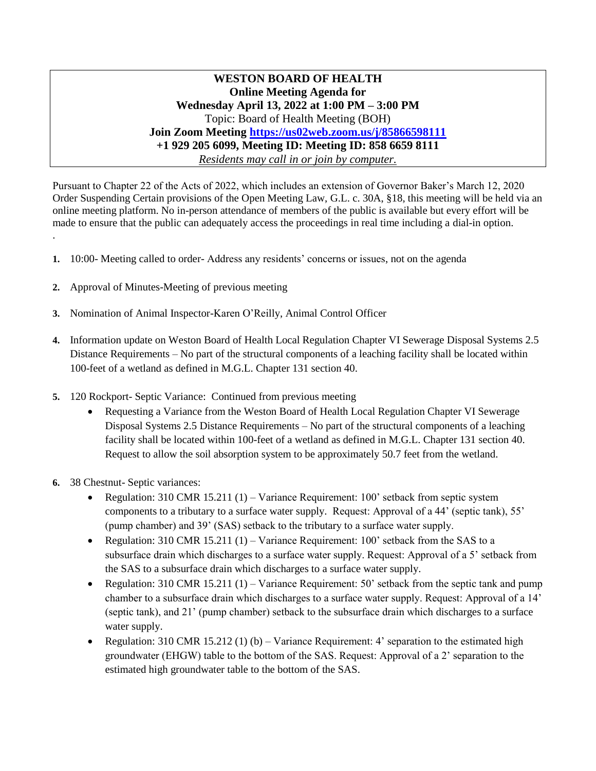**WESTON BOARD OF HEALTH**
**Online Meeting Agenda for**
**Wednesday April 13, 2022 at 1:00 PM – 3:00 PM**
Topic: Board of Health Meeting (BOH)
**Join Zoom Meeting [https://us02web.zoom.us/j/85866598111](https://us02web.zoom.us/j/85866598111)**
**+1 929 205 6099, Meeting ID: Meeting ID: 858 6659 8111**
*Residents may call in or join by computer.*

Pursuant to Chapter 22 of the Acts of 2022, which includes an extension of Governor Baker's March 12, 2020 Order Suspending Certain provisions of the Open Meeting Law, G.L. c. 30A, §18, this meeting will be held via an online meeting platform. No in-person attendance of members of the public is available but every effort will be made to ensure that the public can adequately access the proceedings in real time including a dial-in option.

.

1. 10:00- Meeting called to order- Address any residents' concerns or issues, not on the agenda

2. Approval of Minutes-Meeting of previous meeting

3. Nomination of Animal Inspector-Karen O'Reilly, Animal Control Officer

4. Information update on Weston Board of Health Local Regulation Chapter VI Sewerage Disposal Systems 2.5 Distance Requirements – No part of the structural components of a leaching facility shall be located within 100-feet of a wetland as defined in M.G.L. Chapter 131 section 40.

5. 120 Rockport- Septic Variance: Continued from previous meeting
   - Requesting a Variance from the Weston Board of Health Local Regulation Chapter VI Sewerage Disposal Systems 2.5 Distance Requirements – No part of the structural components of a leaching facility shall be located within 100-feet of a wetland as defined in M.G.L. Chapter 131 section 40. Request to allow the soil absorption system to be approximately 50.7 feet from the wetland.

6. 38 Chestnut- Septic variances:
   - Regulation: 310 CMR 15.211 (1) – Variance Requirement: 100' setback from septic system components to a tributary to a surface water supply. Request: Approval of a 44' (septic tank), 55' (pump chamber) and 39' (SAS) setback to the tributary to a surface water supply.
   - Regulation: 310 CMR 15.211 (1) – Variance Requirement: 100' setback from the SAS to a subsurface drain which discharges to a surface water supply. Request: Approval of a 5' setback from the SAS to a subsurface drain which discharges to a surface water supply.
   - Regulation: 310 CMR 15.211 (1) – Variance Requirement: 50' setback from the septic tank and pump chamber to a subsurface drain which discharges to a surface water supply. Request: Approval of a 14' (septic tank), and 21' (pump chamber) setback to the subsurface drain which discharges to a surface water supply.
   - Regulation: 310 CMR 15.212 (1) (b) – Variance Requirement: 4' separation to the estimated high groundwater (EHGW) table to the bottom of the SAS. Request: Approval of a 2' separation to the estimated high groundwater table to the bottom of the SAS.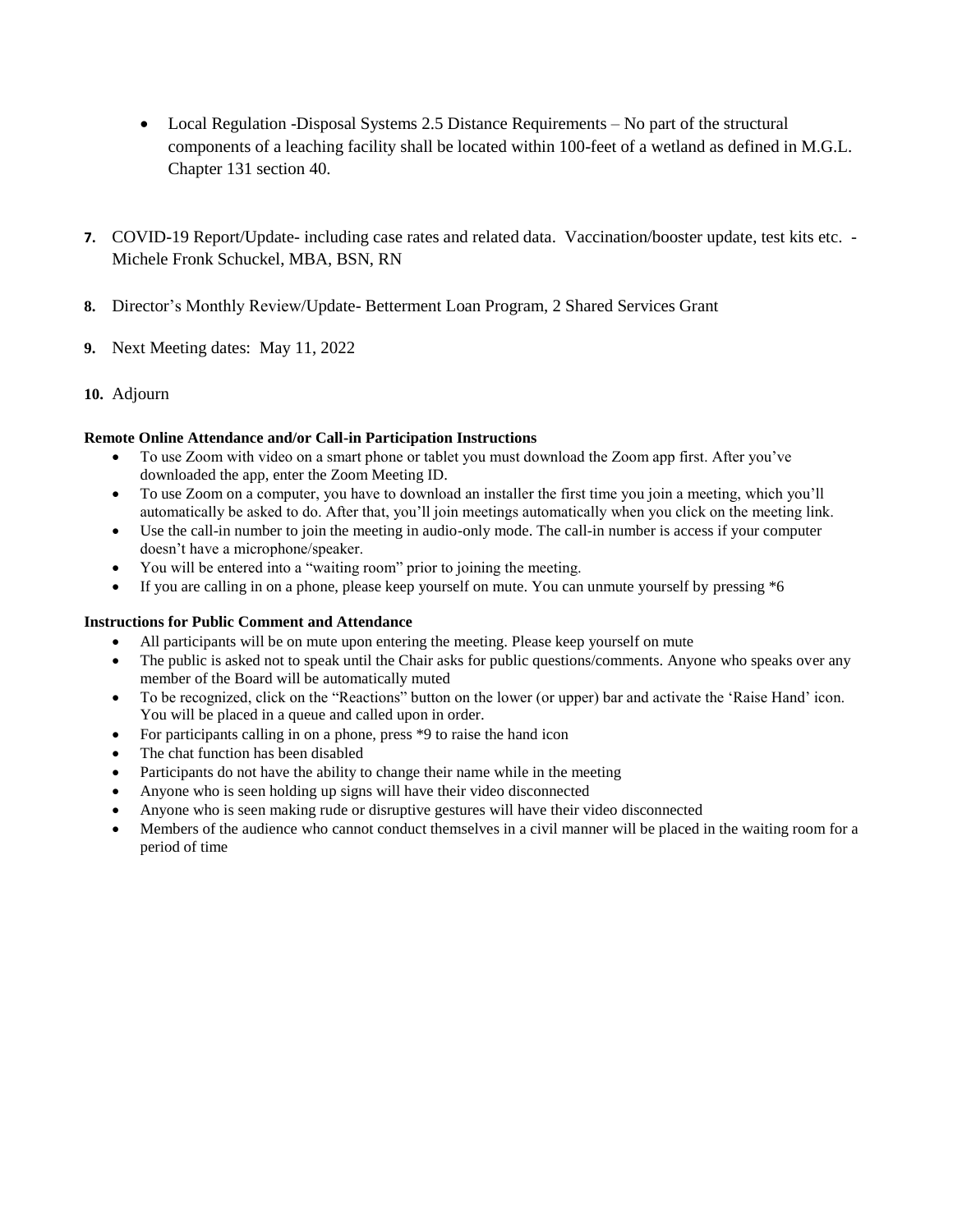- Local Regulation -Disposal Systems 2.5 Distance Requirements – No part of the structural components of a leaching facility shall be located within 100-feet of a wetland as defined in M.G.L. Chapter 131 section 40.

7. COVID-19 Report/Update- including case rates and related data. Vaccination/booster update, test kits etc. - Michele Fronk Schuckel, MBA, BSN, RN

8. Director's Monthly Review/Update- Betterment Loan Program, 2 Shared Services Grant

9. Next Meeting dates: May 11, 2022

10. Adjourn

**Remote Online Attendance and/or Call-in Participation Instructions**

- To use Zoom with video on a smart phone or tablet you must download the Zoom app first. After you've downloaded the app, enter the Zoom Meeting ID.
- To use Zoom on a computer, you have to download an installer the first time you join a meeting, which you'll automatically be asked to do. After that, you'll join meetings automatically when you click on the meeting link.
- Use the call-in number to join the meeting in audio-only mode. The call-in number is access if your computer doesn't have a microphone/speaker.
- You will be entered into a "waiting room" prior to joining the meeting.
- If you are calling in on a phone, please keep yourself on mute. You can unmute yourself by pressing *6

**Instructions for Public Comment and Attendance**

- All participants will be on mute upon entering the meeting. Please keep yourself on mute
- The public is asked not to speak until the Chair asks for public questions/comments. Anyone who speaks over any member of the Board will be automatically muted
- To be recognized, click on the "Reactions" button on the lower (or upper) bar and activate the 'Raise Hand' icon. You will be placed in a queue and called upon in order.
- For participants calling in on a phone, press *9 to raise the hand icon
- The chat function has been disabled
- Participants do not have the ability to change their name while in the meeting
- Anyone who is seen holding up signs will have their video disconnected
- Anyone who is seen making rude or disruptive gestures will have their video disconnected
- Members of the audience who cannot conduct themselves in a civil manner will be placed in the waiting room for a period of time